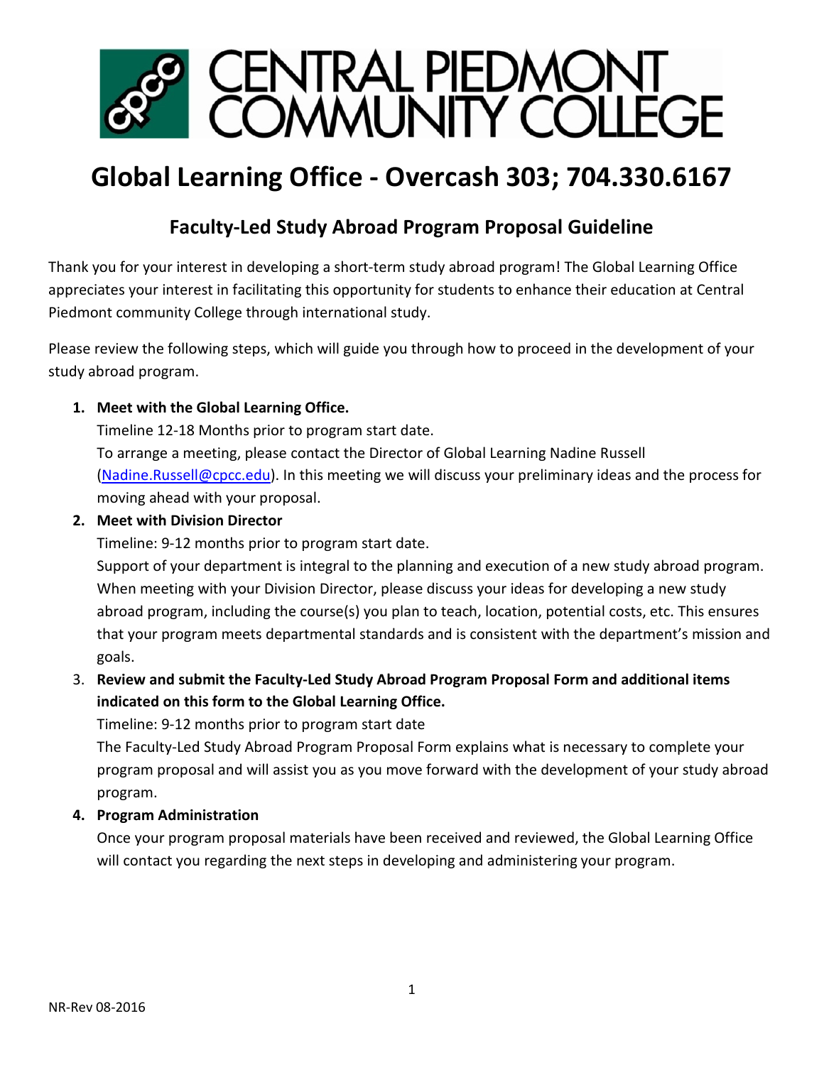# CENTRAL PIEDMONT COMMUNITY COLLEGE

# Global Learning Office - Overcash 303; 704.330.6167

## Faculty-Led Study Abroad Program Proposal Guideline

Thank you for your interest in developing a short-term study abroad program! The Global Learning Office appreciates your interest in facilitating this opportunity for students to enhance their education at Central Piedmont community College through international study.

Please review the following steps, which will guide you through how to proceed in the development of your study abroad program.

1. **Meet with the Global Learning Office.**
   Timeline 12-18 Months prior to program start date.
   To arrange a meeting, please contact the Director of Global Learning Nadine Russell (Nadine.Russell@cpcc.edu). In this meeting we will discuss your preliminary ideas and the process for moving ahead with your proposal.
2. **Meet with Division Director**
   Timeline: 9-12 months prior to program start date.
   Support of your department is integral to the planning and execution of a new study abroad program. When meeting with your Division Director, please discuss your ideas for developing a new study abroad program, including the course(s) you plan to teach, location, potential costs, etc. This ensures that your program meets departmental standards and is consistent with the department's mission and goals.
3. **Review and submit the Faculty-Led Study Abroad Program Proposal Form and additional items indicated on this form to the Global Learning Office.**
   Timeline: 9-12 months prior to program start date
   The Faculty-Led Study Abroad Program Proposal Form explains what is necessary to complete your program proposal and will assist you as you move forward with the development of your study abroad program.
4. **Program Administration**
   Once your program proposal materials have been received and reviewed, the Global Learning Office will contact you regarding the next steps in developing and administering your program.

NR-Rev 08-2016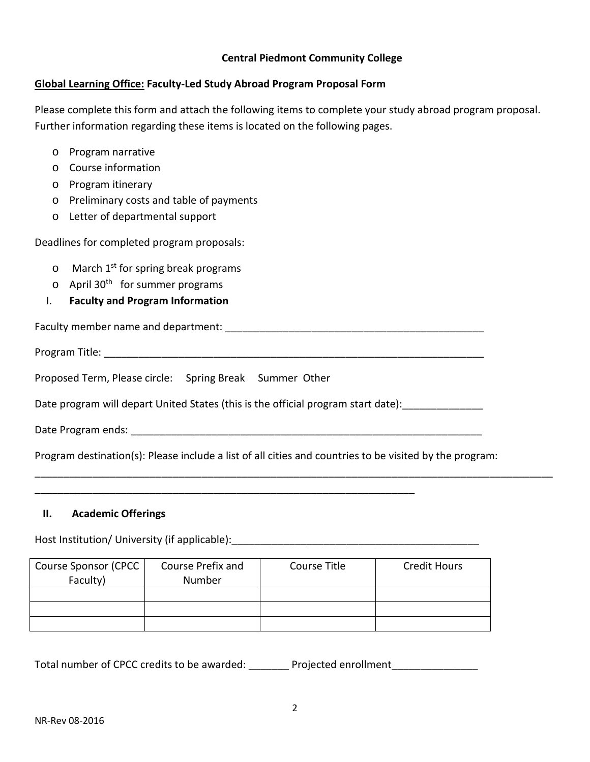**Central Piedmont Community College**

**Global Learning Office: Faculty-Led Study Abroad Program Proposal Form**

Please complete this form and attach the following items to complete your study abroad program proposal. Further information regarding these items is located on the following pages.

- Program narrative
- Course information
- Program itinerary
- Preliminary costs and table of payments
- Letter of departmental support

Deadlines for completed program proposals:

- March 1st for spring break programs
- April 30th for summer programs

## I. Faculty and Program Information

Faculty member name and department: ____________________________________________

Program Title: ____________________________________________________________________

Proposed Term, Please circle: Spring Break Summer Other

Date program will depart United States (this is the official program start date):______________

Date Program ends: _________________________________________________________________

Program destination(s): Please include a list of all cities and countries to be visited by the program:

______________________________________________________________________________________________

_____________________________________________________________________

## II. Academic Offerings

Host Institution/ University (if applicable):____________________________________________

| Course Sponsor (CPCC Faculty) | Course Prefix and Number | Course Title | Credit Hours |
|---|---|---|---|
| | | | |
| | | | |
| | | | |

Total number of CPCC credits to be awarded: _______ Projected enrollment_______________

NR-Rev 08-2016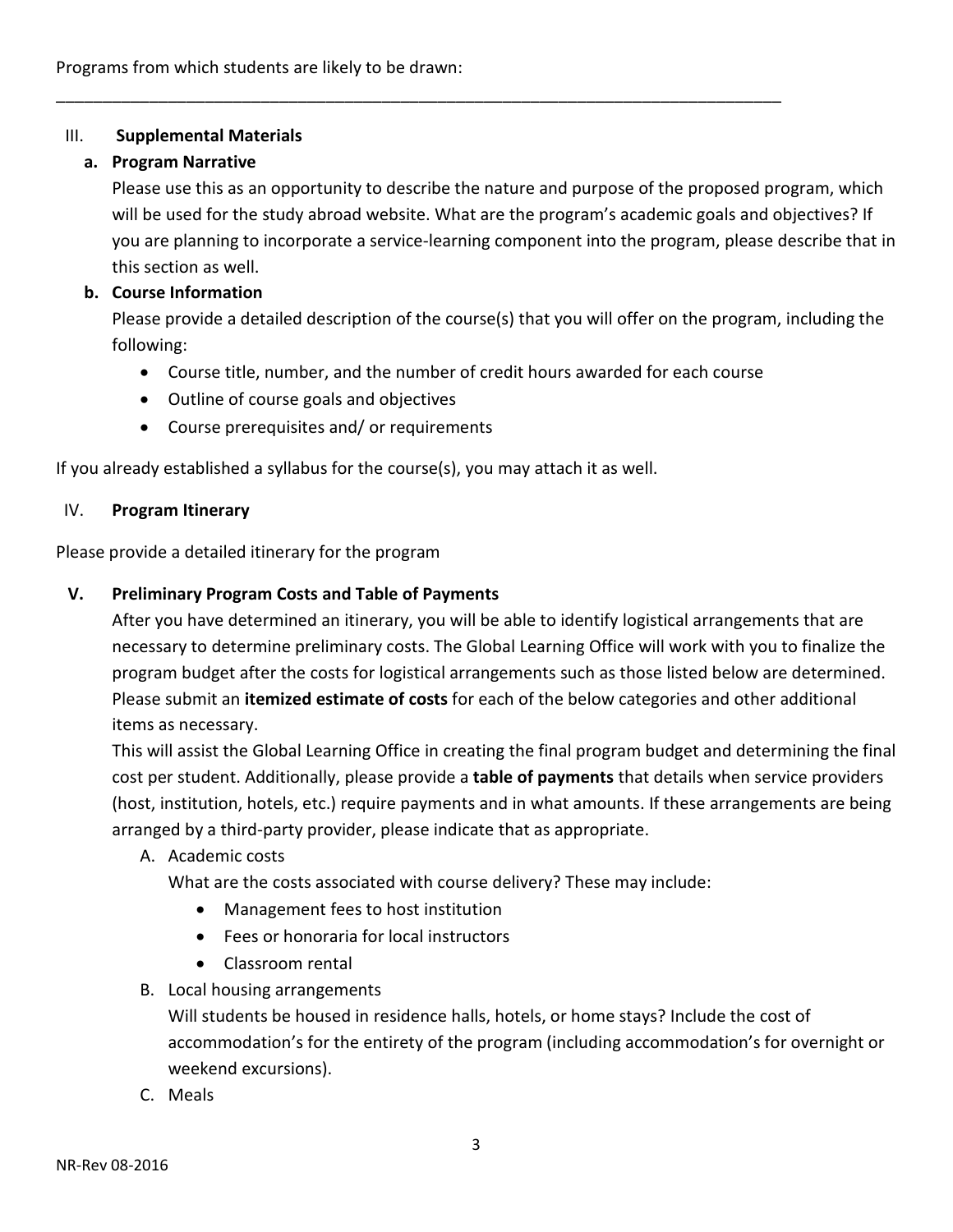Programs from which students are likely to be drawn:

\_\_\_\_\_\_\_\_\_\_\_\_\_\_\_\_\_\_\_\_\_\_\_\_\_\_\_\_\_\_\_\_\_\_\_\_\_\_\_\_\_\_\_\_\_\_\_\_\_\_\_\_\_\_\_\_\_\_\_\_\_\_\_\_\_\_\_\_\_\_\_\_\_\_\_\_\_\_

III. **Supplemental Materials**

**a. Program Narrative**

Please use this as an opportunity to describe the nature and purpose of the proposed program, which will be used for the study abroad website. What are the program's academic goals and objectives? If you are planning to incorporate a service-learning component into the program, please describe that in this section as well.

**b. Course Information**

Please provide a detailed description of the course(s) that you will offer on the program, including the following:

- Course title, number, and the number of credit hours awarded for each course
- Outline of course goals and objectives
- Course prerequisites and/ or requirements

If you already established a syllabus for the course(s), you may attach it as well.

IV. **Program Itinerary**

Please provide a detailed itinerary for the program

**V. Preliminary Program Costs and Table of Payments**

After you have determined an itinerary, you will be able to identify logistical arrangements that are necessary to determine preliminary costs. The Global Learning Office will work with you to finalize the program budget after the costs for logistical arrangements such as those listed below are determined. Please submit an **itemized estimate of costs** for each of the below categories and other additional items as necessary.

This will assist the Global Learning Office in creating the final program budget and determining the final cost per student. Additionally, please provide a **table of payments** that details when service providers (host, institution, hotels, etc.) require payments and in what amounts. If these arrangements are being arranged by a third-party provider, please indicate that as appropriate.

A. Academic costs

What are the costs associated with course delivery? These may include:

- Management fees to host institution
- Fees or honoraria for local instructors
- Classroom rental

B. Local housing arrangements

Will students be housed in residence halls, hotels, or home stays? Include the cost of accommodation's for the entirety of the program (including accommodation's for overnight or weekend excursions).

C. Meals

NR-Rev 08-2016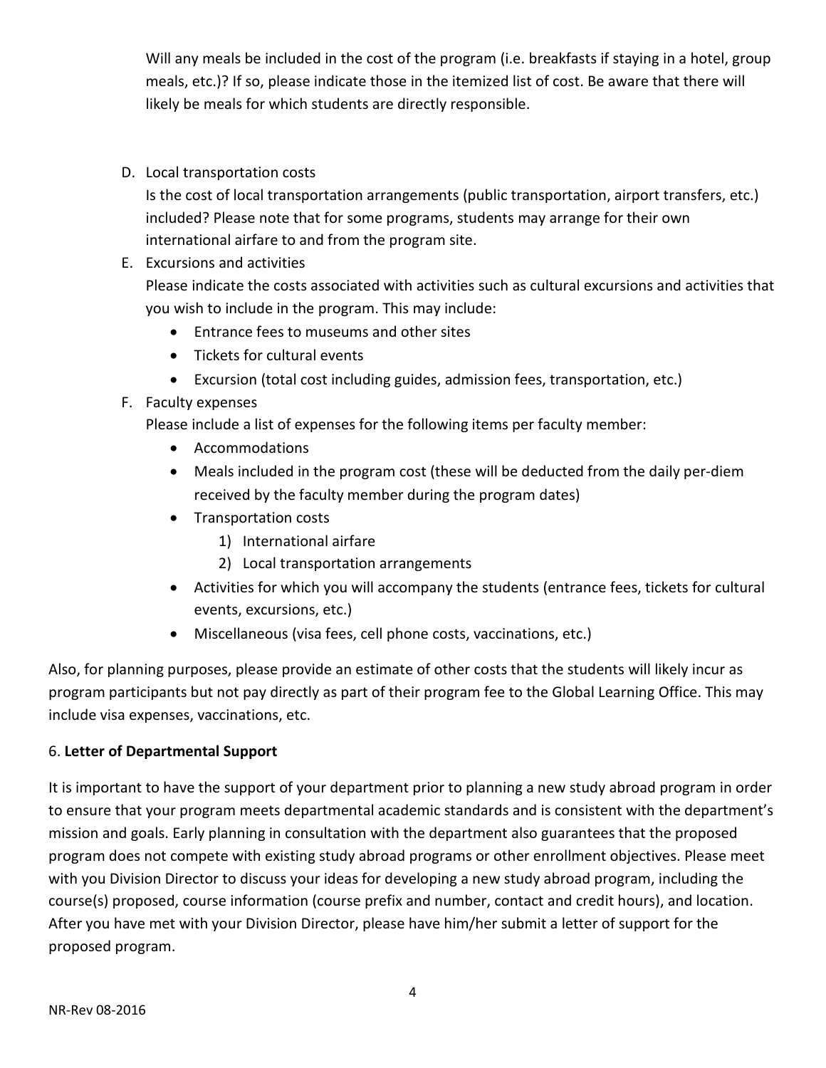Will any meals be included in the cost of the program (i.e. breakfasts if staying in a hotel, group meals, etc.)? If so, please indicate those in the itemized list of cost. Be aware that there will likely be meals for which students are directly responsible.

D. Local transportation costs

   Is the cost of local transportation arrangements (public transportation, airport transfers, etc.) included? Please note that for some programs, students may arrange for their own international airfare to and from the program site.

E. Excursions and activities

   Please indicate the costs associated with activities such as cultural excursions and activities that you wish to include in the program. This may include:

   - Entrance fees to museums and other sites
   - Tickets for cultural events
   - Excursion (total cost including guides, admission fees, transportation, etc.)

F. Faculty expenses

   Please include a list of expenses for the following items per faculty member:

   - Accommodations
   - Meals included in the program cost (these will be deducted from the daily per-diem received by the faculty member during the program dates)
   - Transportation costs
     1) International airfare
     2) Local transportation arrangements
   - Activities for which you will accompany the students (entrance fees, tickets for cultural events, excursions, etc.)
   - Miscellaneous (visa fees, cell phone costs, vaccinations, etc.)

Also, for planning purposes, please provide an estimate of other costs that the students will likely incur as program participants but not pay directly as part of their program fee to the Global Learning Office. This may include visa expenses, vaccinations, etc.

6. **Letter of Departmental Support**

It is important to have the support of your department prior to planning a new study abroad program in order to ensure that your program meets departmental academic standards and is consistent with the department's mission and goals. Early planning in consultation with the department also guarantees that the proposed program does not compete with existing study abroad programs or other enrollment objectives. Please meet with you Division Director to discuss your ideas for developing a new study abroad program, including the course(s) proposed, course information (course prefix and number, contact and credit hours), and location. After you have met with your Division Director, please have him/her submit a letter of support for the proposed program.

NR-Rev 08-2016